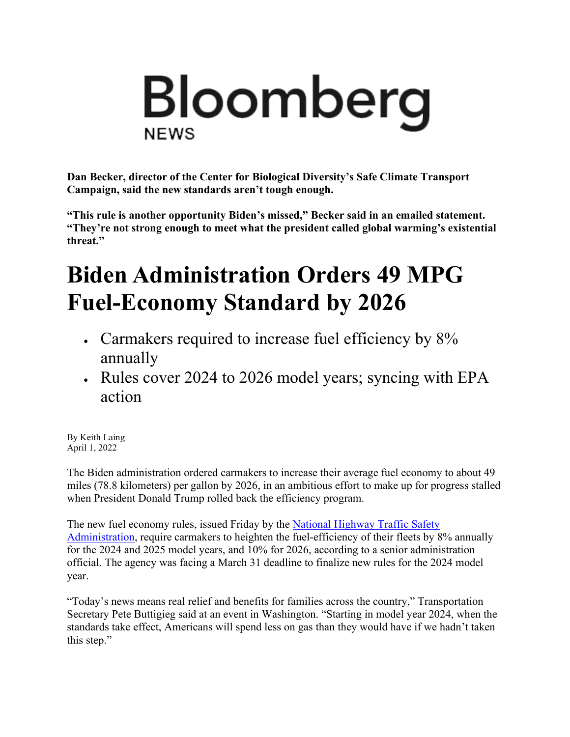# Bloomberg

NEWS

**Dan Becker, director of the Center for Biological Diversity's Safe Climate Transport Campaign, said the new standards aren't tough enough.**

**"This rule is another opportunity Biden's missed," Becker said in an emailed statement. "They're not strong enough to meet what the president called global warming's existential threat."**

# Biden Administration Orders 49 MPG Fuel-Economy Standard by 2026

- Carmakers required to increase fuel efficiency by 8% annually
- Rules cover 2024 to 2026 model years; syncing with EPA action

By Keith Laing
April 1, 2022

The Biden administration ordered carmakers to increase their average fuel economy to about 49 miles (78.8 kilometers) per gallon by 2026, in an ambitious effort to make up for progress stalled when President Donald Trump rolled back the efficiency program.

The new fuel economy rules, issued Friday by the [National Highway Traffic Safety Administration](), require carmakers to heighten the fuel-efficiency of their fleets by 8% annually for the 2024 and 2025 model years, and 10% for 2026, according to a senior administration official. The agency was facing a March 31 deadline to finalize new rules for the 2024 model year.

"Today's news means real relief and benefits for families across the country," Transportation Secretary Pete Buttigieg said at an event in Washington. "Starting in model year 2024, when the standards take effect, Americans will spend less on gas than they would have if we hadn't taken this step."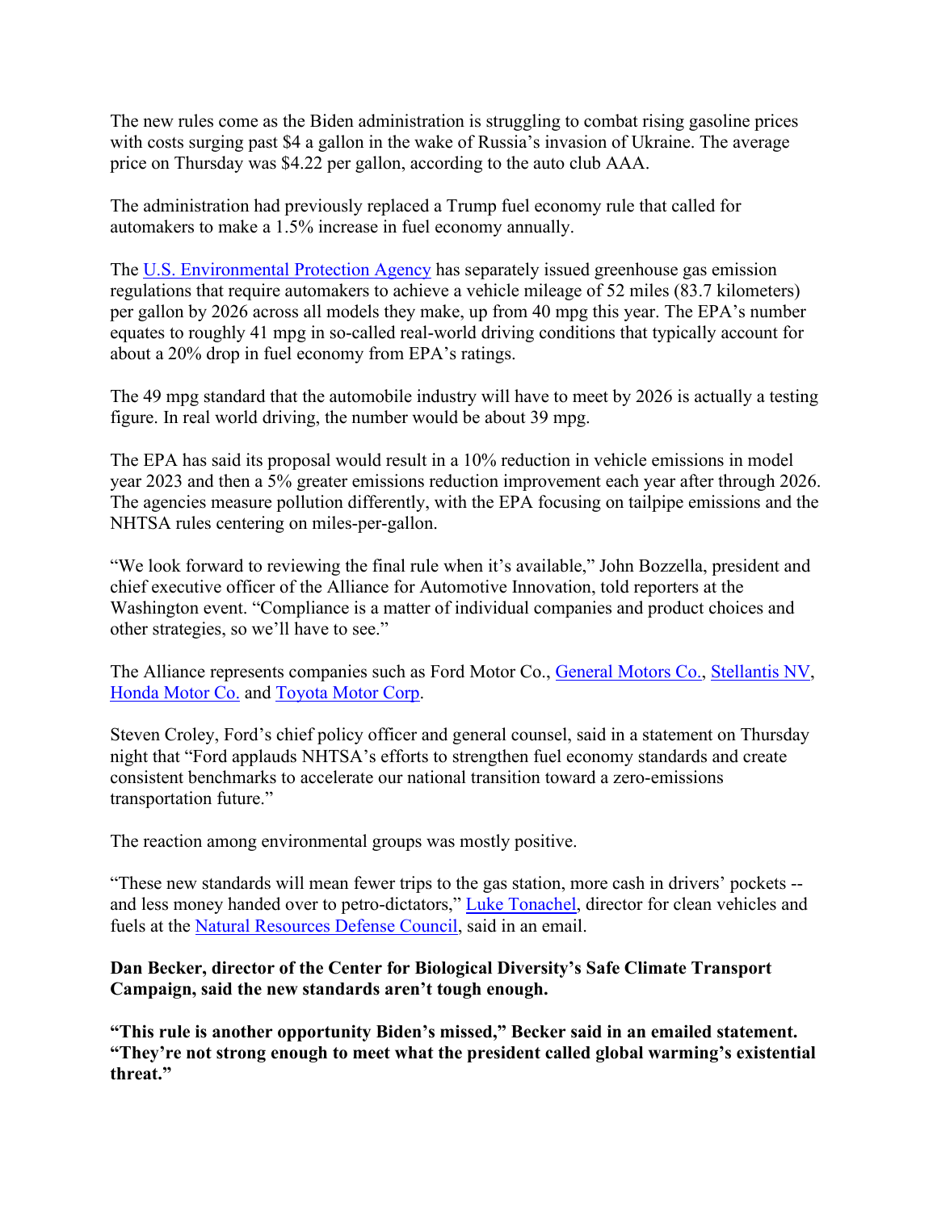The new rules come as the Biden administration is struggling to combat rising gasoline prices with costs surging past $4 a gallon in the wake of Russia's invasion of Ukraine. The average price on Thursday was $4.22 per gallon, according to the auto club AAA.

The administration had previously replaced a Trump fuel economy rule that called for automakers to make a 1.5% increase in fuel economy annually.

The [U.S. Environmental Protection Agency] has separately issued greenhouse gas emission regulations that require automakers to achieve a vehicle mileage of 52 miles (83.7 kilometers) per gallon by 2026 across all models they make, up from 40 mpg this year. The EPA's number equates to roughly 41 mpg in so-called real-world driving conditions that typically account for about a 20% drop in fuel economy from EPA's ratings.

The 49 mpg standard that the automobile industry will have to meet by 2026 is actually a testing figure. In real world driving, the number would be about 39 mpg.

The EPA has said its proposal would result in a 10% reduction in vehicle emissions in model year 2023 and then a 5% greater emissions reduction improvement each year after through 2026. The agencies measure pollution differently, with the EPA focusing on tailpipe emissions and the NHTSA rules centering on miles-per-gallon.

"We look forward to reviewing the final rule when it's available," John Bozzella, president and chief executive officer of the Alliance for Automotive Innovation, told reporters at the Washington event. "Compliance is a matter of individual companies and product choices and other strategies, so we'll have to see."

The Alliance represents companies such as Ford Motor Co., General Motors Co., Stellantis NV, Honda Motor Co. and Toyota Motor Corp.

Steven Croley, Ford's chief policy officer and general counsel, said in a statement on Thursday night that "Ford applauds NHTSA's efforts to strengthen fuel economy standards and create consistent benchmarks to accelerate our national transition toward a zero-emissions transportation future."

The reaction among environmental groups was mostly positive.

"These new standards will mean fewer trips to the gas station, more cash in drivers' pockets -- and less money handed over to petro-dictators," Luke Tonachel, director for clean vehicles and fuels at the Natural Resources Defense Council, said in an email.

**Dan Becker, director of the Center for Biological Diversity's Safe Climate Transport Campaign, said the new standards aren't tough enough.**

**"This rule is another opportunity Biden's missed," Becker said in an emailed statement. "They're not strong enough to meet what the president called global warming's existential threat."**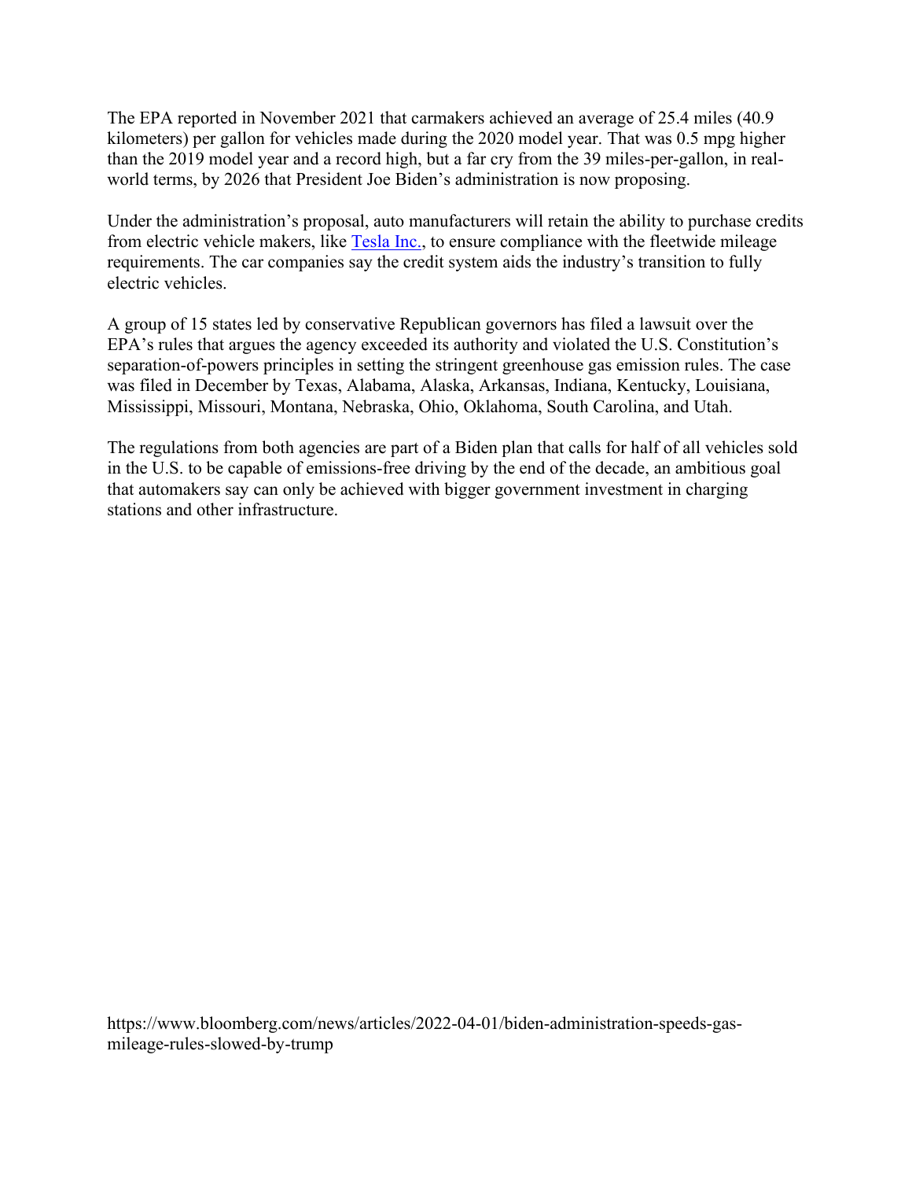The EPA reported in November 2021 that carmakers achieved an average of 25.4 miles (40.9 kilometers) per gallon for vehicles made during the 2020 model year. That was 0.5 mpg higher than the 2019 model year and a record high, but a far cry from the 39 miles-per-gallon, in real-world terms, by 2026 that President Joe Biden's administration is now proposing.

Under the administration's proposal, auto manufacturers will retain the ability to purchase credits from electric vehicle makers, like Tesla Inc., to ensure compliance with the fleetwide mileage requirements. The car companies say the credit system aids the industry's transition to fully electric vehicles.

A group of 15 states led by conservative Republican governors has filed a lawsuit over the EPA's rules that argues the agency exceeded its authority and violated the U.S. Constitution's separation-of-powers principles in setting the stringent greenhouse gas emission rules. The case was filed in December by Texas, Alabama, Alaska, Arkansas, Indiana, Kentucky, Louisiana, Mississippi, Missouri, Montana, Nebraska, Ohio, Oklahoma, South Carolina, and Utah.

The regulations from both agencies are part of a Biden plan that calls for half of all vehicles sold in the U.S. to be capable of emissions-free driving by the end of the decade, an ambitious goal that automakers say can only be achieved with bigger government investment in charging stations and other infrastructure.

https://www.bloomberg.com/news/articles/2022-04-01/biden-administration-speeds-gas-mileage-rules-slowed-by-trump